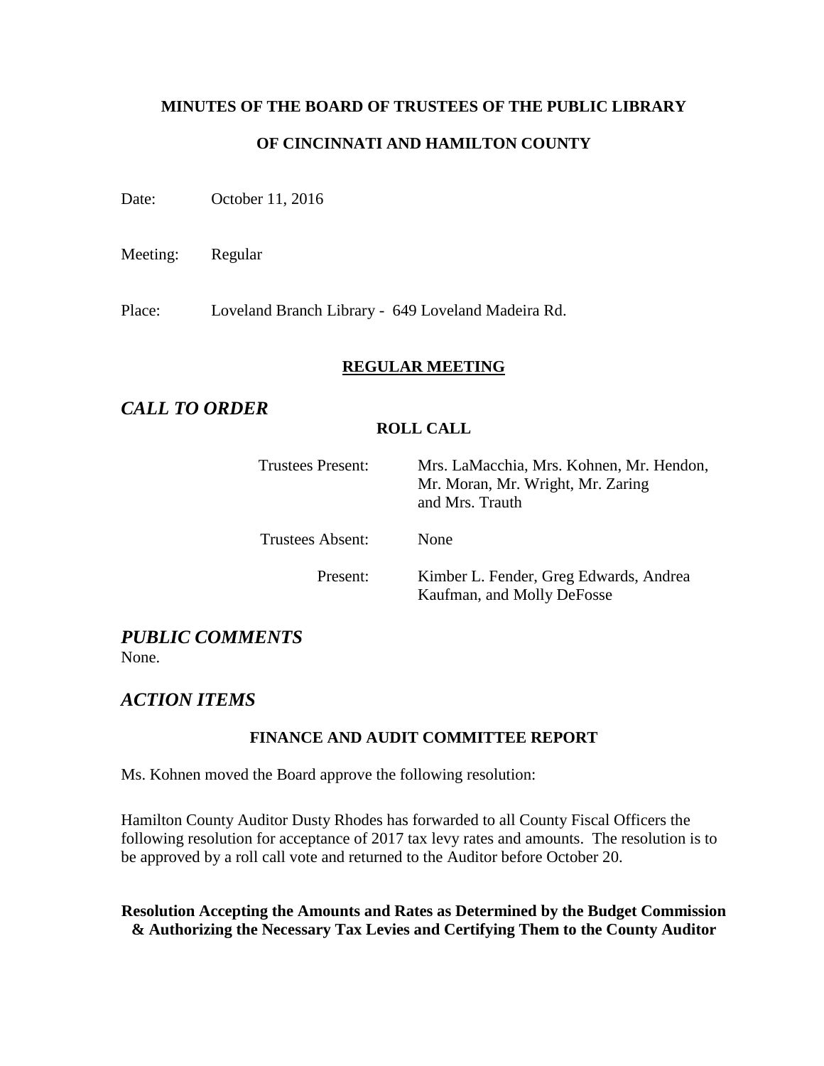**MINUTES OF THE BOARD OF TRUSTEES OF THE PUBLIC LIBRARY**

**OF CINCINNATI AND HAMILTON COUNTY**

Date: October 11, 2016

Meeting: Regular

Place: Loveland Branch Library - 649 Loveland Madeira Rd.

## REGULAR MEETING

## *CALL TO ORDER*

**ROLL CALL**

| | |
|---|---|
| Trustees Present: | Mrs. LaMacchia, Mrs. Kohnen, Mr. Hendon, Mr. Moran, Mr. Wright, Mr. Zaring and Mrs. Trauth |
| Trustees Absent: | None |
| Present: | Kimber L. Fender, Greg Edwards, Andrea Kaufman, and Molly DeFosse |

## *PUBLIC COMMENTS*

None.

## *ACTION ITEMS*

### FINANCE AND AUDIT COMMITTEE REPORT

Ms. Kohnen moved the Board approve the following resolution:

Hamilton County Auditor Dusty Rhodes has forwarded to all County Fiscal Officers the following resolution for acceptance of 2017 tax levy rates and amounts. The resolution is to be approved by a roll call vote and returned to the Auditor before October 20.

**Resolution Accepting the Amounts and Rates as Determined by the Budget Commission & Authorizing the Necessary Tax Levies and Certifying Them to the County Auditor**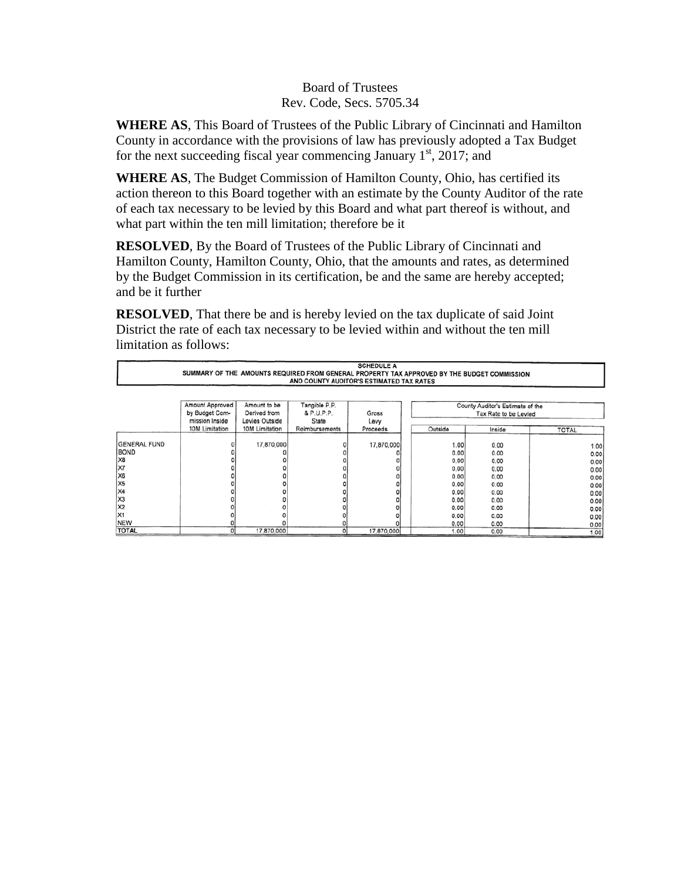Board of Trustees
Rev. Code, Secs. 5705.34

**WHERE AS**, This Board of Trustees of the Public Library of Cincinnati and Hamilton County in accordance with the provisions of law has previously adopted a Tax Budget for the next succeeding fiscal year commencing January 1st, 2017; and

**WHERE AS**, The Budget Commission of Hamilton County, Ohio, has certified its action thereon to this Board together with an estimate by the County Auditor of the rate of each tax necessary to be levied by this Board and what part thereof is without, and what part within the ten mill limitation; therefore be it

**RESOLVED**, By the Board of Trustees of the Public Library of Cincinnati and Hamilton County, Hamilton County, Ohio, that the amounts and rates, as determined by the Budget Commission in its certification, be and the same are hereby accepted; and be it further

**RESOLVED**, That there be and is hereby levied on the tax duplicate of said Joint District the rate of each tax necessary to be levied within and without the ten mill limitation as follows:

**SCHEDULE A**
**SUMMARY OF THE AMOUNTS REQUIRED FROM GENERAL PROPERTY TAX APPROVED BY THE BUDGET COMMISSION AND COUNTY AUDITOR'S ESTIMATED TAX RATES**

| | Amount Approved by Budget Commission Inside 10M Limitation | Amount to be Derived from Levies Outside 10M Limitation | Tangible P.P. & P.U.P.P. State Reimbursements | Gross Levy Proceeds | County Auditor's Estimate of the Tax Rate to be Levied | | |
|---|---|---|---|---|---|---|---|
| | | | | | Outside | Inside | TOTAL |
| GENERAL FUND | 0 | 17,870,000 | 0 | 17,870,000 | 1.00 | 0.00 | 1.00 |
| BOND | 0 | 0 | 0 | 0 | 0.00 | 0.00 | 0.00 |
| X8 | 0 | 0 | 0 | 0 | 0.00 | 0.00 | 0.00 |
| X7 | 0 | 0 | 0 | 0 | 0.00 | 0.00 | 0.00 |
| X6 | 0 | 0 | 0 | 0 | 0.00 | 0.00 | 0.00 |
| X5 | 0 | 0 | 0 | 0 | 0.00 | 0.00 | 0.00 |
| X4 | 0 | 0 | 0 | 0 | 0.00 | 0.00 | 0.00 |
| X3 | 0 | 0 | 0 | 0 | 0.00 | 0.00 | 0.00 |
| X2 | 0 | 0 | 0 | 0 | 0.00 | 0.00 | 0.00 |
| X1 | 0 | 0 | 0 | 0 | 0.00 | 0.00 | 0.00 |
| NEW | 0 | 0 | 0 | 0 | 0.00 | 0.00 | 0.00 |
| TOTAL | 0 | 17,870,000 | 0 | 17,870,000 | 1.00 | 0.00 | 1.00 |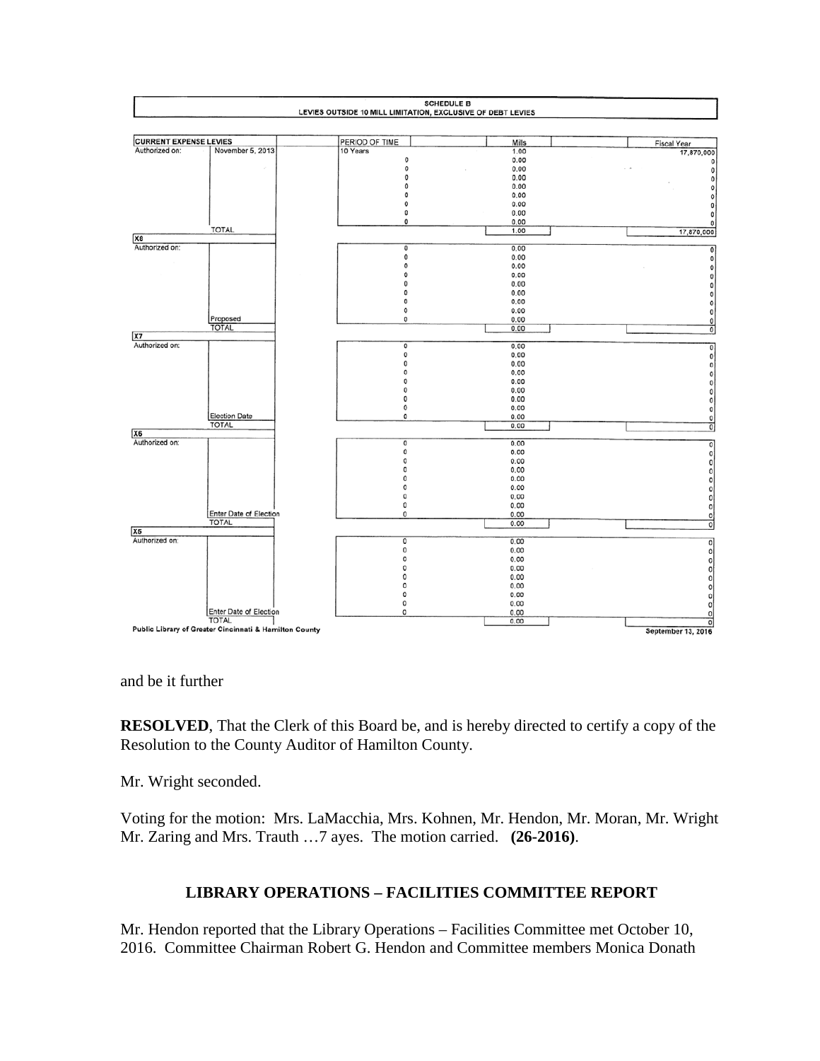**SCHEDULE B**
**LEVIES OUTSIDE 10 MILL LIMITATION, EXCLUSIVE OF DEBT LEVIES**

| CURRENT EXPENSE LEVIES | | PERIOD OF TIME | Mills | Fiscal Year |
|---|---|---|---|---|
| Authorized on: | November 5, 2013 | 10 Years | 1.00 | 17,870,000 |
| | | 0 | 0.00 | 0 |
| | | 0 | 0.00 | 0 |
| | | 0 | 0.00 | 0 |
| | | 0 | 0.00 | 0 |
| | | 0 | 0.00 | 0 |
| | | 0 | 0.00 | 0 |
| | | 0 | 0.00 | 0 |
| | | 0 | 0.00 | 0 |
| | TOTAL | | 1.00 | 17,870,000 |
| **X8** | | | | |
| Authorized on: | | 0 | 0.00 | 0 |
| | | 0 | 0.00 | 0 |
| | | 0 | 0.00 | 0 |
| | | 0 | 0.00 | 0 |
| | | 0 | 0.00 | 0 |
| | | 0 | 0.00 | 0 |
| | | 0 | 0.00 | 0 |
| | | 0 | 0.00 | 0 |
| | Proposed | 0 | 0.00 | 0 |
| | TOTAL | | 0.00 | 0 |
| **X7** | | | | |
| Authorized on: | | 0 | 0.00 | 0 |
| | | 0 | 0.00 | 0 |
| | | 0 | 0.00 | 0 |
| | | 0 | 0.00 | 0 |
| | | 0 | 0.00 | 0 |
| | | 0 | 0.00 | 0 |
| | | 0 | 0.00 | 0 |
| | | 0 | 0.00 | 0 |
| | Election Date | 0 | 0.00 | 0 |
| | TOTAL | | 0.00 | 0 |
| **X6** | | | | |
| Authorized on: | | 0 | 0.00 | 0 |
| | | 0 | 0.00 | 0 |
| | | 0 | 0.00 | 0 |
| | | 0 | 0.00 | 0 |
| | | 0 | 0.00 | 0 |
| | | 0 | 0.00 | 0 |
| | | 0 | 0.00 | 0 |
| | | 0 | 0.00 | 0 |
| | Enter Date of Election | 0 | 0.00 | 0 |
| | TOTAL | | 0.00 | 0 |
| **X5** | | | | |
| Authorized on: | | 0 | 0.00 | 0 |
| | | 0 | 0.00 | 0 |
| | | 0 | 0.00 | 0 |
| | | 0 | 0.00 | 0 |
| | | 0 | 0.00 | 0 |
| | | 0 | 0.00 | 0 |
| | | 0 | 0.00 | 0 |
| | | 0 | 0.00 | 0 |
| | Enter Date of Election | 0 | 0.00 | 0 |
| | TOTAL | | 0.00 | 0 |

Public Library of Greater Cincinnati & Hamilton County — September 13, 2016

and be it further

**RESOLVED**, That the Clerk of this Board be, and is hereby directed to certify a copy of the Resolution to the County Auditor of Hamilton County.

Mr. Wright seconded.

Voting for the motion: Mrs. LaMacchia, Mrs. Kohnen, Mr. Hendon, Mr. Moran, Mr. Wright Mr. Zaring and Mrs. Trauth …7 ayes. The motion carried. **(26-2016)**.

## LIBRARY OPERATIONS – FACILITIES COMMITTEE REPORT

Mr. Hendon reported that the Library Operations – Facilities Committee met October 10, 2016. Committee Chairman Robert G. Hendon and Committee members Monica Donath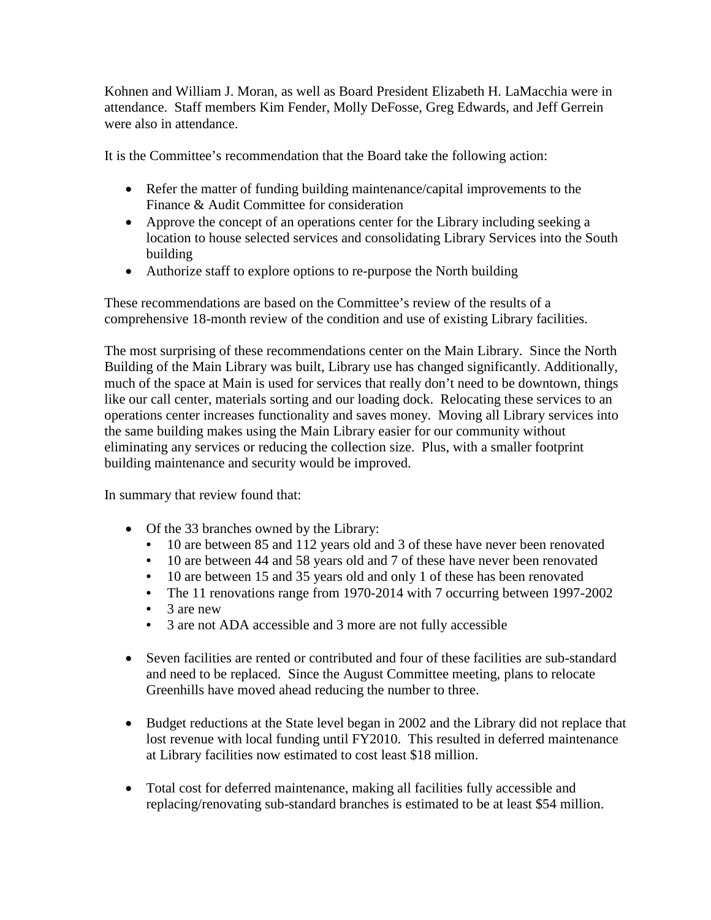Kohnen and William J. Moran, as well as Board President Elizabeth H. LaMacchia were in attendance. Staff members Kim Fender, Molly DeFosse, Greg Edwards, and Jeff Gerrein were also in attendance.

It is the Committee's recommendation that the Board take the following action:

- Refer the matter of funding building maintenance/capital improvements to the Finance & Audit Committee for consideration
- Approve the concept of an operations center for the Library including seeking a location to house selected services and consolidating Library Services into the South building
- Authorize staff to explore options to re-purpose the North building

These recommendations are based on the Committee's review of the results of a comprehensive 18-month review of the condition and use of existing Library facilities.

The most surprising of these recommendations center on the Main Library. Since the North Building of the Main Library was built, Library use has changed significantly. Additionally, much of the space at Main is used for services that really don't need to be downtown, things like our call center, materials sorting and our loading dock. Relocating these services to an operations center increases functionality and saves money. Moving all Library services into the same building makes using the Main Library easier for our community without eliminating any services or reducing the collection size. Plus, with a smaller footprint building maintenance and security would be improved.

In summary that review found that:

- Of the 33 branches owned by the Library:
  - 10 are between 85 and 112 years old and 3 of these have never been renovated
  - 10 are between 44 and 58 years old and 7 of these have never been renovated
  - 10 are between 15 and 35 years old and only 1 of these has been renovated
  - The 11 renovations range from 1970-2014 with 7 occurring between 1997-2002
  - 3 are new
  - 3 are not ADA accessible and 3 more are not fully accessible

- Seven facilities are rented or contributed and four of these facilities are sub-standard and need to be replaced. Since the August Committee meeting, plans to relocate Greenhills have moved ahead reducing the number to three.

- Budget reductions at the State level began in 2002 and the Library did not replace that lost revenue with local funding until FY2010. This resulted in deferred maintenance at Library facilities now estimated to cost least $18 million.

- Total cost for deferred maintenance, making all facilities fully accessible and replacing/renovating sub-standard branches is estimated to be at least $54 million.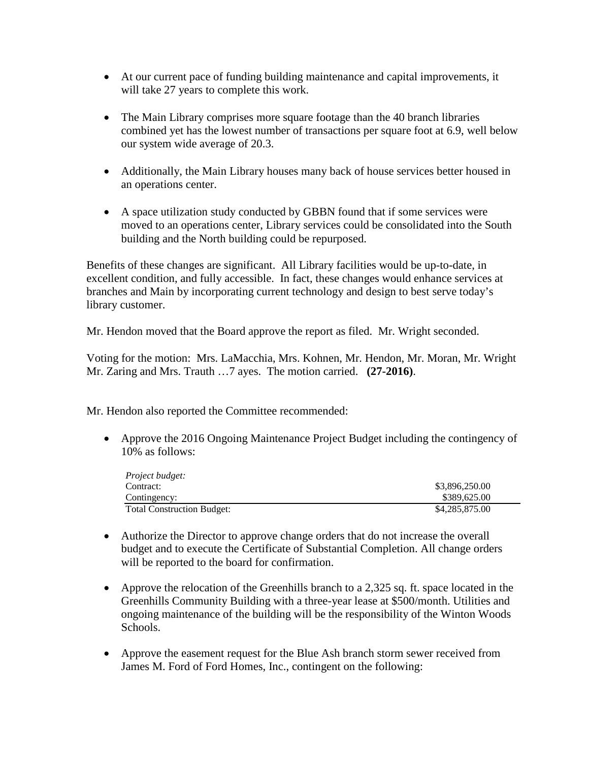- At our current pace of funding building maintenance and capital improvements, it will take 27 years to complete this work.

- The Main Library comprises more square footage than the 40 branch libraries combined yet has the lowest number of transactions per square foot at 6.9, well below our system wide average of 20.3.

- Additionally, the Main Library houses many back of house services better housed in an operations center.

- A space utilization study conducted by GBBN found that if some services were moved to an operations center, Library services could be consolidated into the South building and the North building could be repurposed.

Benefits of these changes are significant. All Library facilities would be up-to-date, in excellent condition, and fully accessible. In fact, these changes would enhance services at branches and Main by incorporating current technology and design to best serve today's library customer.

Mr. Hendon moved that the Board approve the report as filed. Mr. Wright seconded.

Voting for the motion: Mrs. LaMacchia, Mrs. Kohnen, Mr. Hendon, Mr. Moran, Mr. Wright Mr. Zaring and Mrs. Trauth …7 ayes. The motion carried. **(27-2016)**.

Mr. Hendon also reported the Committee recommended:

- Approve the 2016 Ongoing Maintenance Project Budget including the contingency of 10% as follows:

| *Project budget:* | |
|---|---|
| Contract: | \$3,896,250.00 |
| Contingency: | \$389,625.00 |
| Total Construction Budget: | \$4,285,875.00 |

- Authorize the Director to approve change orders that do not increase the overall budget and to execute the Certificate of Substantial Completion. All change orders will be reported to the board for confirmation.

- Approve the relocation of the Greenhills branch to a 2,325 sq. ft. space located in the Greenhills Community Building with a three-year lease at \$500/month. Utilities and ongoing maintenance of the building will be the responsibility of the Winton Woods Schools.

- Approve the easement request for the Blue Ash branch storm sewer received from James M. Ford of Ford Homes, Inc., contingent on the following: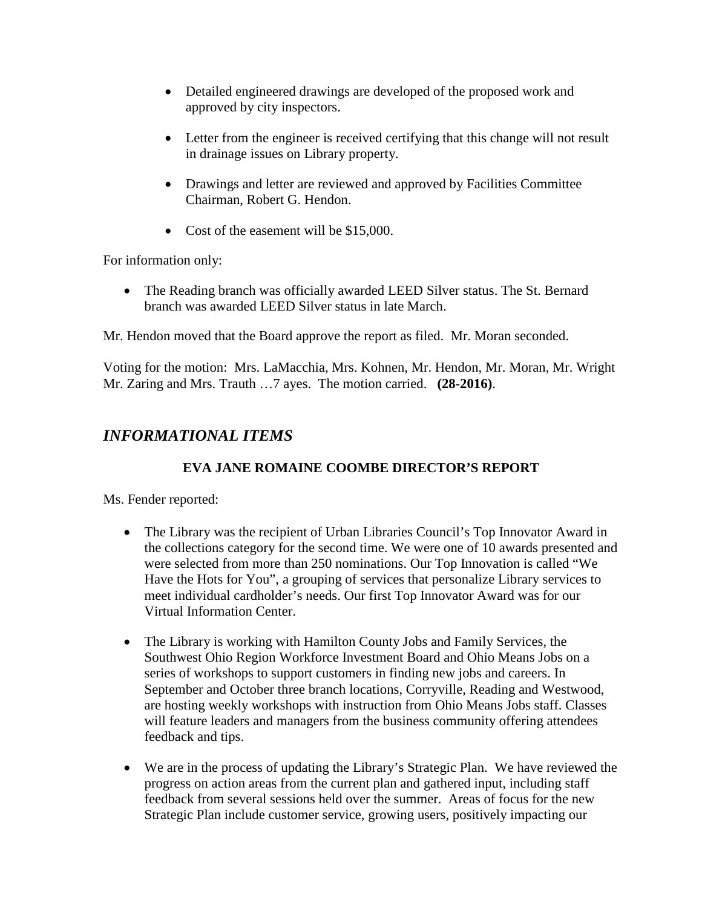- Detailed engineered drawings are developed of the proposed work and approved by city inspectors.

- Letter from the engineer is received certifying that this change will not result in drainage issues on Library property.

- Drawings and letter are reviewed and approved by Facilities Committee Chairman, Robert G. Hendon.

- Cost of the easement will be $15,000.

For information only:

- The Reading branch was officially awarded LEED Silver status. The St. Bernard branch was awarded LEED Silver status in late March.

Mr. Hendon moved that the Board approve the report as filed. Mr. Moran seconded.

Voting for the motion: Mrs. LaMacchia, Mrs. Kohnen, Mr. Hendon, Mr. Moran, Mr. Wright Mr. Zaring and Mrs. Trauth …7 ayes. The motion carried. **(28-2016)**.

## *INFORMATIONAL ITEMS*

### EVA JANE ROMAINE COOMBE DIRECTOR'S REPORT

Ms. Fender reported:

- The Library was the recipient of Urban Libraries Council's Top Innovator Award in the collections category for the second time. We were one of 10 awards presented and were selected from more than 250 nominations. Our Top Innovation is called "We Have the Hots for You", a grouping of services that personalize Library services to meet individual cardholder's needs. Our first Top Innovator Award was for our Virtual Information Center.

- The Library is working with Hamilton County Jobs and Family Services, the Southwest Ohio Region Workforce Investment Board and Ohio Means Jobs on a series of workshops to support customers in finding new jobs and careers. In September and October three branch locations, Corryville, Reading and Westwood, are hosting weekly workshops with instruction from Ohio Means Jobs staff. Classes will feature leaders and managers from the business community offering attendees feedback and tips.

- We are in the process of updating the Library's Strategic Plan. We have reviewed the progress on action areas from the current plan and gathered input, including staff feedback from several sessions held over the summer. Areas of focus for the new Strategic Plan include customer service, growing users, positively impacting our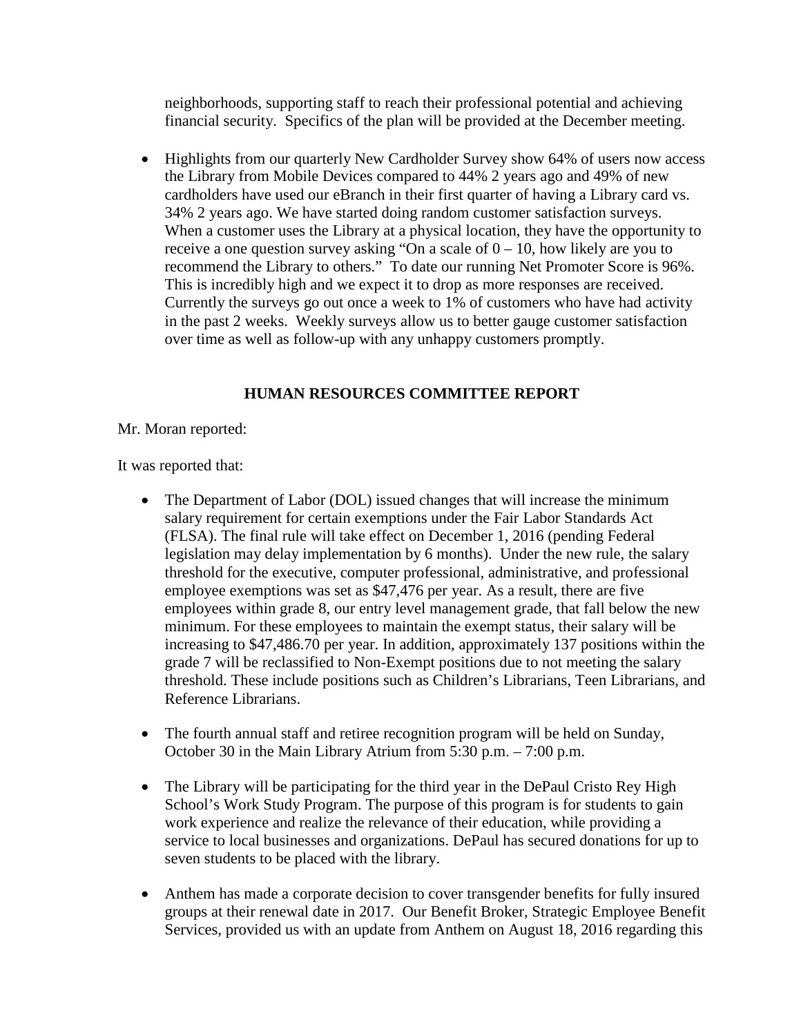neighborhoods, supporting staff to reach their professional potential and achieving financial security. Specifics of the plan will be provided at the December meeting.

- Highlights from our quarterly New Cardholder Survey show 64% of users now access the Library from Mobile Devices compared to 44% 2 years ago and 49% of new cardholders have used our eBranch in their first quarter of having a Library card vs. 34% 2 years ago. We have started doing random customer satisfaction surveys. When a customer uses the Library at a physical location, they have the opportunity to receive a one question survey asking "On a scale of 0 – 10, how likely are you to recommend the Library to others." To date our running Net Promoter Score is 96%. This is incredibly high and we expect it to drop as more responses are received. Currently the surveys go out once a week to 1% of customers who have had activity in the past 2 weeks. Weekly surveys allow us to better gauge customer satisfaction over time as well as follow-up with any unhappy customers promptly.

## HUMAN RESOURCES COMMITTEE REPORT

Mr. Moran reported:

It was reported that:

- The Department of Labor (DOL) issued changes that will increase the minimum salary requirement for certain exemptions under the Fair Labor Standards Act (FLSA). The final rule will take effect on December 1, 2016 (pending Federal legislation may delay implementation by 6 months). Under the new rule, the salary threshold for the executive, computer professional, administrative, and professional employee exemptions was set as $47,476 per year. As a result, there are five employees within grade 8, our entry level management grade, that fall below the new minimum. For these employees to maintain the exempt status, their salary will be increasing to $47,486.70 per year. In addition, approximately 137 positions within the grade 7 will be reclassified to Non-Exempt positions due to not meeting the salary threshold. These include positions such as Children's Librarians, Teen Librarians, and Reference Librarians.

- The fourth annual staff and retiree recognition program will be held on Sunday, October 30 in the Main Library Atrium from 5:30 p.m. – 7:00 p.m.

- The Library will be participating for the third year in the DePaul Cristo Rey High School's Work Study Program. The purpose of this program is for students to gain work experience and realize the relevance of their education, while providing a service to local businesses and organizations. DePaul has secured donations for up to seven students to be placed with the library.

- Anthem has made a corporate decision to cover transgender benefits for fully insured groups at their renewal date in 2017. Our Benefit Broker, Strategic Employee Benefit Services, provided us with an update from Anthem on August 18, 2016 regarding this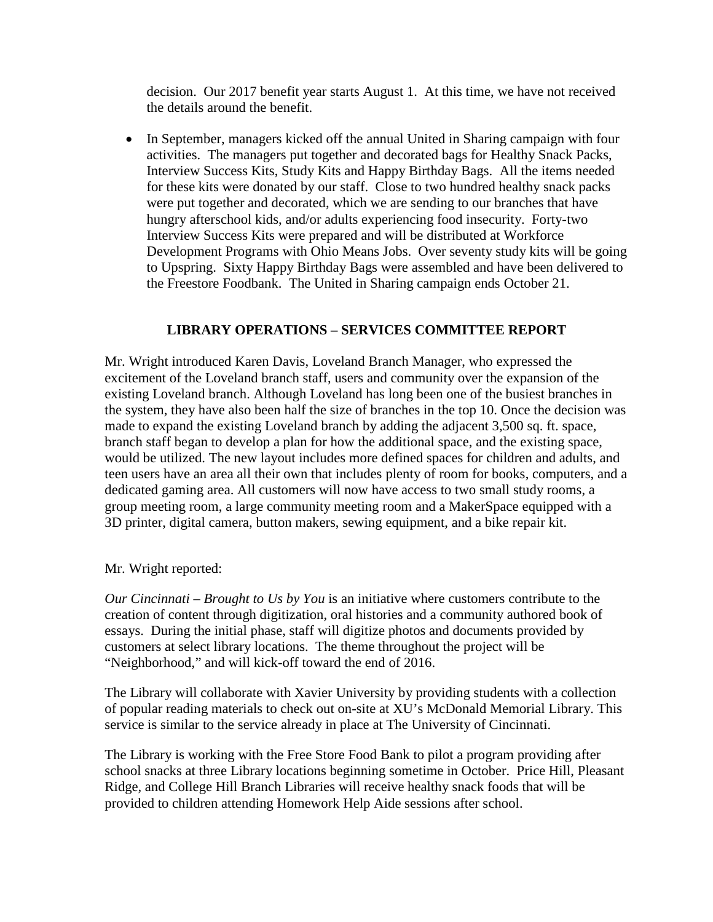decision. Our 2017 benefit year starts August 1. At this time, we have not received the details around the benefit.

- In September, managers kicked off the annual United in Sharing campaign with four activities. The managers put together and decorated bags for Healthy Snack Packs, Interview Success Kits, Study Kits and Happy Birthday Bags. All the items needed for these kits were donated by our staff. Close to two hundred healthy snack packs were put together and decorated, which we are sending to our branches that have hungry afterschool kids, and/or adults experiencing food insecurity. Forty-two Interview Success Kits were prepared and will be distributed at Workforce Development Programs with Ohio Means Jobs. Over seventy study kits will be going to Upspring. Sixty Happy Birthday Bags were assembled and have been delivered to the Freestore Foodbank. The United in Sharing campaign ends October 21.

## LIBRARY OPERATIONS – SERVICES COMMITTEE REPORT

Mr. Wright introduced Karen Davis, Loveland Branch Manager, who expressed the excitement of the Loveland branch staff, users and community over the expansion of the existing Loveland branch. Although Loveland has long been one of the busiest branches in the system, they have also been half the size of branches in the top 10. Once the decision was made to expand the existing Loveland branch by adding the adjacent 3,500 sq. ft. space, branch staff began to develop a plan for how the additional space, and the existing space, would be utilized. The new layout includes more defined spaces for children and adults, and teen users have an area all their own that includes plenty of room for books, computers, and a dedicated gaming area. All customers will now have access to two small study rooms, a group meeting room, a large community meeting room and a MakerSpace equipped with a 3D printer, digital camera, button makers, sewing equipment, and a bike repair kit.

Mr. Wright reported:

*Our Cincinnati – Brought to Us by You* is an initiative where customers contribute to the creation of content through digitization, oral histories and a community authored book of essays. During the initial phase, staff will digitize photos and documents provided by customers at select library locations. The theme throughout the project will be "Neighborhood," and will kick-off toward the end of 2016.

The Library will collaborate with Xavier University by providing students with a collection of popular reading materials to check out on-site at XU's McDonald Memorial Library. This service is similar to the service already in place at The University of Cincinnati.

The Library is working with the Free Store Food Bank to pilot a program providing after school snacks at three Library locations beginning sometime in October. Price Hill, Pleasant Ridge, and College Hill Branch Libraries will receive healthy snack foods that will be provided to children attending Homework Help Aide sessions after school.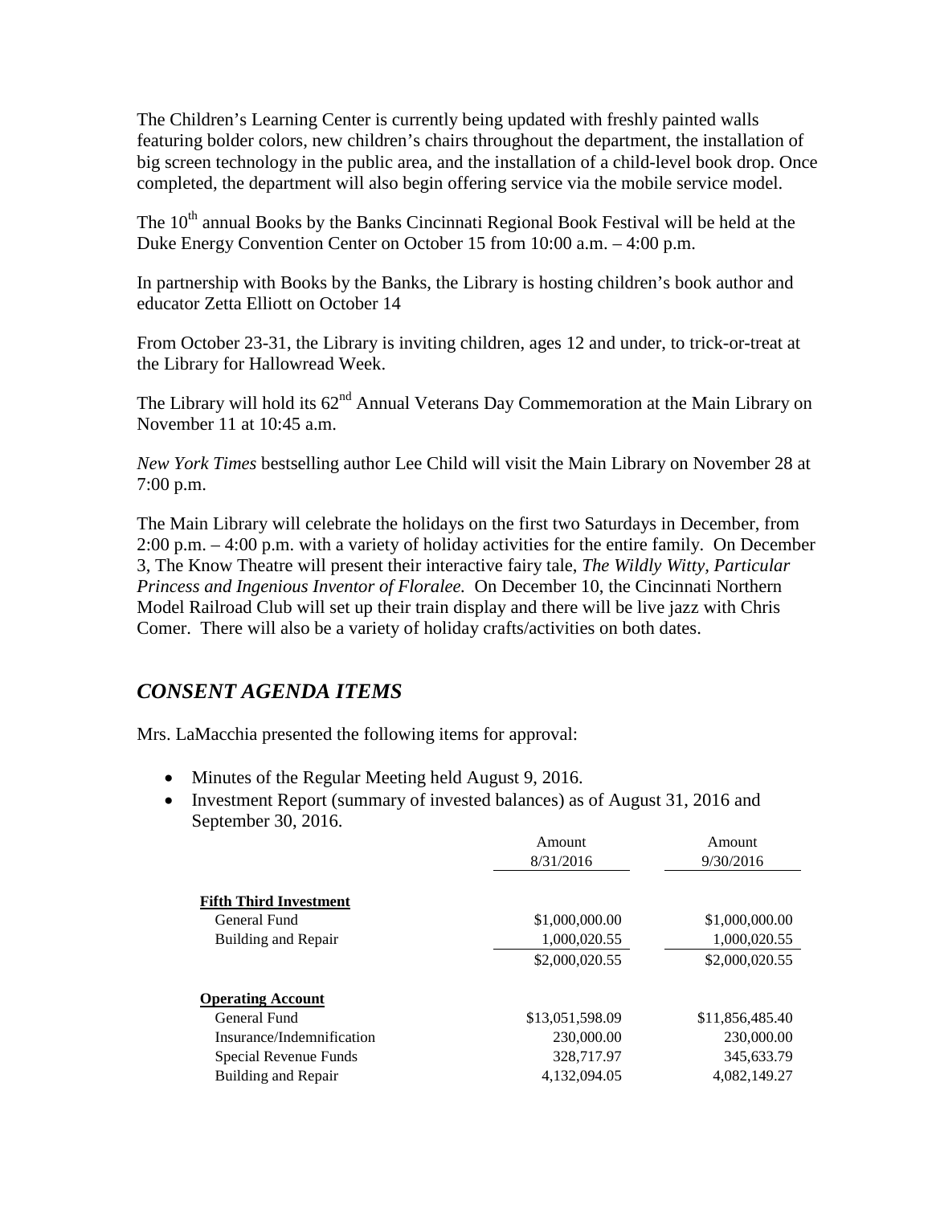The Children's Learning Center is currently being updated with freshly painted walls featuring bolder colors, new children's chairs throughout the department, the installation of big screen technology in the public area, and the installation of a child-level book drop. Once completed, the department will also begin offering service via the mobile service model.

The 10th annual Books by the Banks Cincinnati Regional Book Festival will be held at the Duke Energy Convention Center on October 15 from 10:00 a.m. – 4:00 p.m.

In partnership with Books by the Banks, the Library is hosting children's book author and educator Zetta Elliott on October 14

From October 23-31, the Library is inviting children, ages 12 and under, to trick-or-treat at the Library for Hallowread Week.

The Library will hold its 62nd Annual Veterans Day Commemoration at the Main Library on November 11 at 10:45 a.m.

*New York Times* bestselling author Lee Child will visit the Main Library on November 28 at 7:00 p.m.

The Main Library will celebrate the holidays on the first two Saturdays in December, from 2:00 p.m. – 4:00 p.m. with a variety of holiday activities for the entire family. On December 3, The Know Theatre will present their interactive fairy tale, *The Wildly Witty, Particular Princess and Ingenious Inventor of Floralee.* On December 10, the Cincinnati Northern Model Railroad Club will set up their train display and there will be live jazz with Chris Comer. There will also be a variety of holiday crafts/activities on both dates.

## *CONSENT AGENDA ITEMS*

Mrs. LaMacchia presented the following items for approval:

- Minutes of the Regular Meeting held August 9, 2016.
- Investment Report (summary of invested balances) as of August 31, 2016 and September 30, 2016.

| | Amount 8/31/2016 | Amount 9/30/2016 |
|---|---|---|
| **Fifth Third Investment** | | |
| General Fund | $1,000,000.00 | $1,000,000.00 |
| Building and Repair | 1,000,020.55 | 1,000,020.55 |
| | $2,000,020.55 | $2,000,020.55 |
| **Operating Account** | | |
| General Fund | $13,051,598.09 | $11,856,485.40 |
| Insurance/Indemnification | 230,000.00 | 230,000.00 |
| Special Revenue Funds | 328,717.97 | 345,633.79 |
| Building and Repair | 4,132,094.05 | 4,082,149.27 |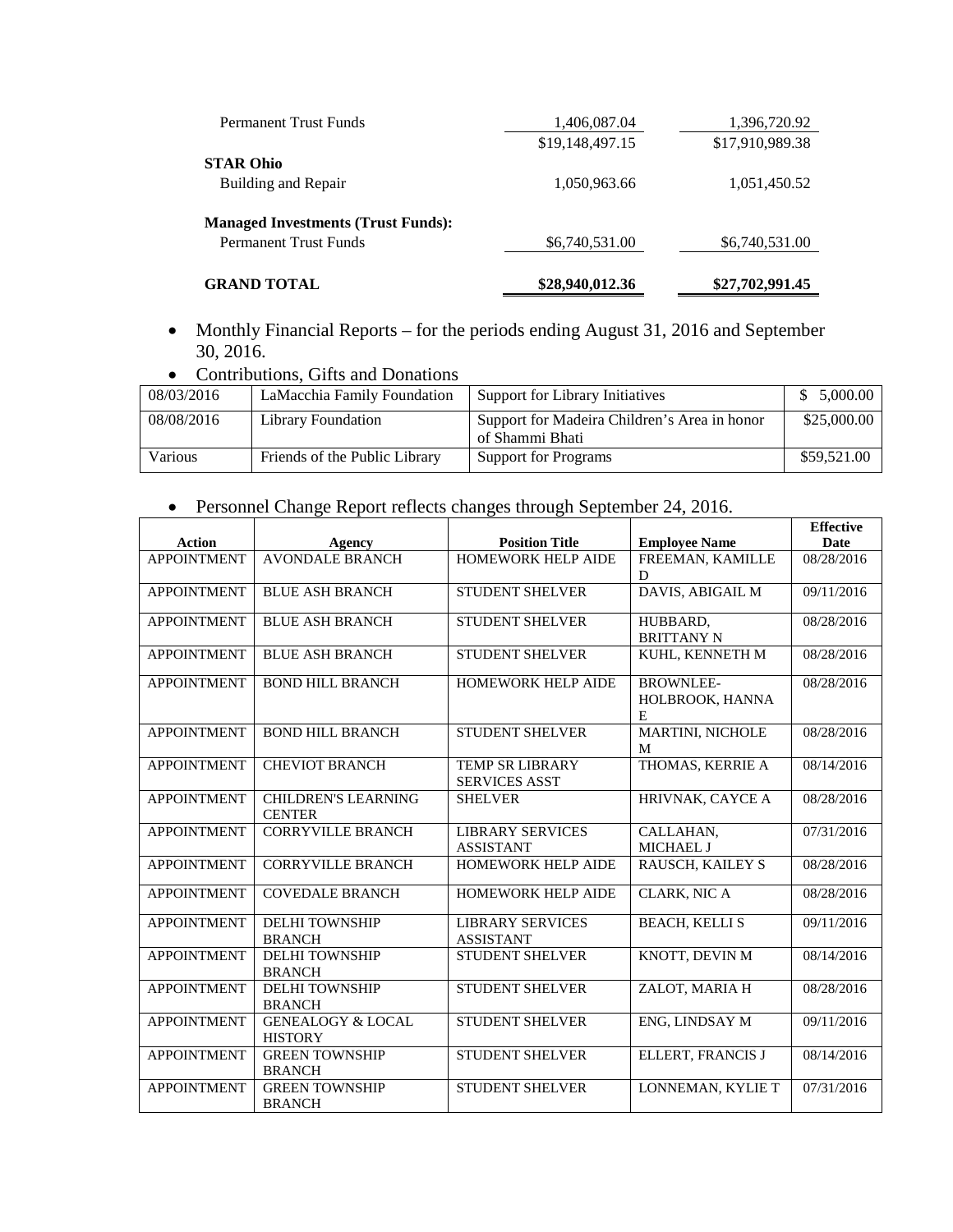| | | |
|---|---|---|
| Permanent Trust Funds | 1,406,087.04 | 1,396,720.92 |
| | $19,148,497.15 | $17,910,989.38 |
| **STAR Ohio** | | |
| Building and Repair | 1,050,963.66 | 1,051,450.52 |
| **Managed Investments (Trust Funds):** | | |
| Permanent Trust Funds | $6,740,531.00 | $6,740,531.00 |
| **GRAND TOTAL** | **$28,940,012.36** | **$27,702,991.45** |

- Monthly Financial Reports – for the periods ending August 31, 2016 and September 30, 2016.
- Contributions, Gifts and Donations

| | | | |
|---|---|---|---|
| 08/03/2016 | LaMacchia Family Foundation | Support for Library Initiatives | $ 5,000.00 |
| 08/08/2016 | Library Foundation | Support for Madeira Children's Area in honor of Shammi Bhati | $25,000.00 |
| Various | Friends of the Public Library | Support for Programs | $59,521.00 |

- Personnel Change Report reflects changes through September 24, 2016.

| Action | Agency | Position Title | Employee Name | Effective Date |
|---|---|---|---|---|
| APPOINTMENT | AVONDALE BRANCH | HOMEWORK HELP AIDE | FREEMAN, KAMILLE D | 08/28/2016 |
| APPOINTMENT | BLUE ASH BRANCH | STUDENT SHELVER | DAVIS, ABIGAIL M | 09/11/2016 |
| APPOINTMENT | BLUE ASH BRANCH | STUDENT SHELVER | HUBBARD, BRITTANY N | 08/28/2016 |
| APPOINTMENT | BLUE ASH BRANCH | STUDENT SHELVER | KUHL, KENNETH M | 08/28/2016 |
| APPOINTMENT | BOND HILL BRANCH | HOMEWORK HELP AIDE | BROWNLEE-HOLBROOK, HANNA E | 08/28/2016 |
| APPOINTMENT | BOND HILL BRANCH | STUDENT SHELVER | MARTINI, NICHOLE M | 08/28/2016 |
| APPOINTMENT | CHEVIOT BRANCH | TEMP SR LIBRARY SERVICES ASST | THOMAS, KERRIE A | 08/14/2016 |
| APPOINTMENT | CHILDREN'S LEARNING CENTER | SHELVER | HRIVNAK, CAYCE A | 08/28/2016 |
| APPOINTMENT | CORRYVILLE BRANCH | LIBRARY SERVICES ASSISTANT | CALLAHAN, MICHAEL J | 07/31/2016 |
| APPOINTMENT | CORRYVILLE BRANCH | HOMEWORK HELP AIDE | RAUSCH, KAILEY S | 08/28/2016 |
| APPOINTMENT | COVEDALE BRANCH | HOMEWORK HELP AIDE | CLARK, NIC A | 08/28/2016 |
| APPOINTMENT | DELHI TOWNSHIP BRANCH | LIBRARY SERVICES ASSISTANT | BEACH, KELLI S | 09/11/2016 |
| APPOINTMENT | DELHI TOWNSHIP BRANCH | STUDENT SHELVER | KNOTT, DEVIN M | 08/14/2016 |
| APPOINTMENT | DELHI TOWNSHIP BRANCH | STUDENT SHELVER | ZALOT, MARIA H | 08/28/2016 |
| APPOINTMENT | GENEALOGY & LOCAL HISTORY | STUDENT SHELVER | ENG, LINDSAY M | 09/11/2016 |
| APPOINTMENT | GREEN TOWNSHIP BRANCH | STUDENT SHELVER | ELLERT, FRANCIS J | 08/14/2016 |
| APPOINTMENT | GREEN TOWNSHIP BRANCH | STUDENT SHELVER | LONNEMAN, KYLIE T | 07/31/2016 |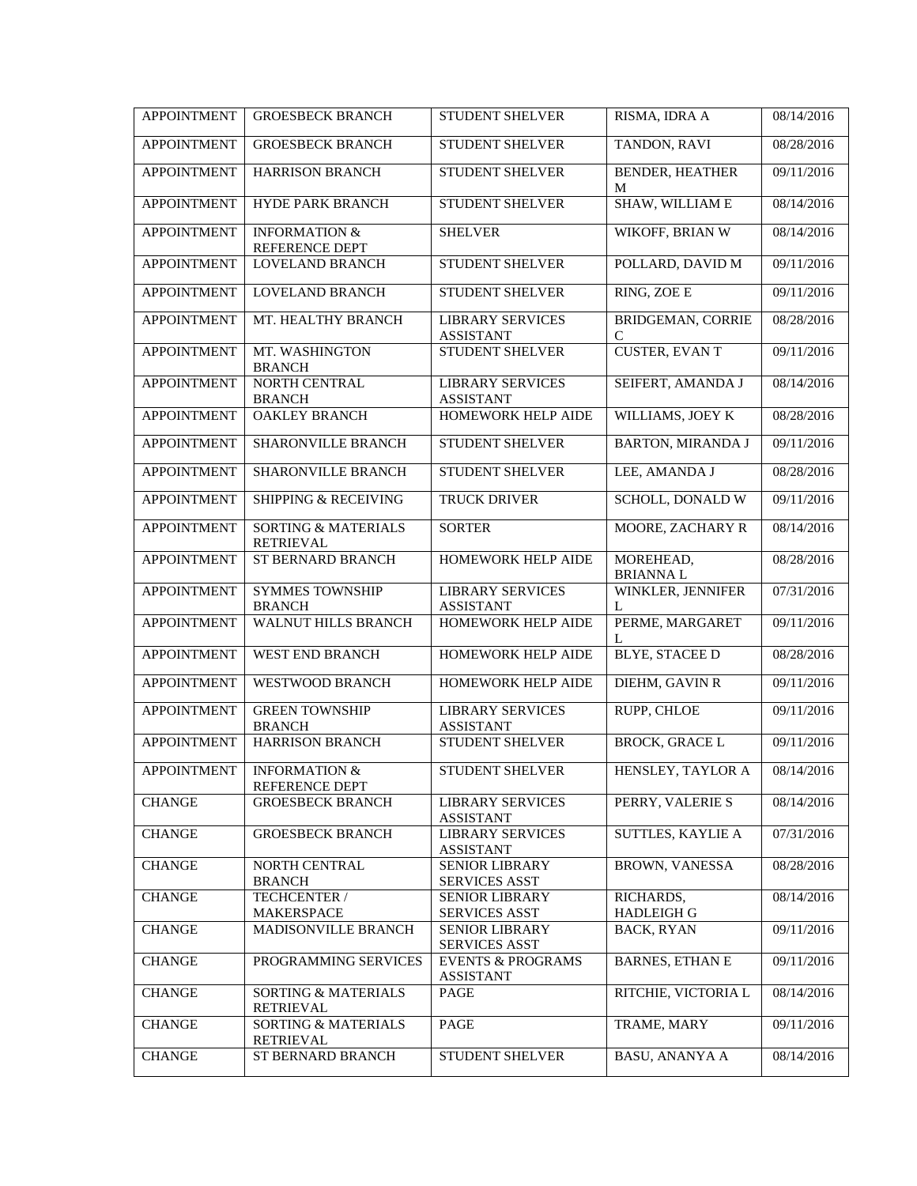| APPOINTMENT | GROESBECK BRANCH | STUDENT SHELVER | RISMA, IDRA A | 08/14/2016 |
|---|---|---|---|---|
| APPOINTMENT | GROESBECK BRANCH | STUDENT SHELVER | TANDON, RAVI | 08/28/2016 |
| APPOINTMENT | HARRISON BRANCH | STUDENT SHELVER | BENDER, HEATHER M | 09/11/2016 |
| APPOINTMENT | HYDE PARK BRANCH | STUDENT SHELVER | SHAW, WILLIAM E | 08/14/2016 |
| APPOINTMENT | INFORMATION & REFERENCE DEPT | SHELVER | WIKOFF, BRIAN W | 08/14/2016 |
| APPOINTMENT | LOVELAND BRANCH | STUDENT SHELVER | POLLARD, DAVID M | 09/11/2016 |
| APPOINTMENT | LOVELAND BRANCH | STUDENT SHELVER | RING, ZOE E | 09/11/2016 |
| APPOINTMENT | MT. HEALTHY BRANCH | LIBRARY SERVICES ASSISTANT | BRIDGEMAN, CORRIE C | 08/28/2016 |
| APPOINTMENT | MT. WASHINGTON BRANCH | STUDENT SHELVER | CUSTER, EVAN T | 09/11/2016 |
| APPOINTMENT | NORTH CENTRAL BRANCH | LIBRARY SERVICES ASSISTANT | SEIFERT, AMANDA J | 08/14/2016 |
| APPOINTMENT | OAKLEY BRANCH | HOMEWORK HELP AIDE | WILLIAMS, JOEY K | 08/28/2016 |
| APPOINTMENT | SHARONVILLE BRANCH | STUDENT SHELVER | BARTON, MIRANDA J | 09/11/2016 |
| APPOINTMENT | SHARONVILLE BRANCH | STUDENT SHELVER | LEE, AMANDA J | 08/28/2016 |
| APPOINTMENT | SHIPPING & RECEIVING | TRUCK DRIVER | SCHOLL, DONALD W | 09/11/2016 |
| APPOINTMENT | SORTING & MATERIALS RETRIEVAL | SORTER | MOORE, ZACHARY R | 08/14/2016 |
| APPOINTMENT | ST BERNARD BRANCH | HOMEWORK HELP AIDE | MOREHEAD, BRIANNA L | 08/28/2016 |
| APPOINTMENT | SYMMES TOWNSHIP BRANCH | LIBRARY SERVICES ASSISTANT | WINKLER, JENNIFER L | 07/31/2016 |
| APPOINTMENT | WALNUT HILLS BRANCH | HOMEWORK HELP AIDE | PERME, MARGARET L | 09/11/2016 |
| APPOINTMENT | WEST END BRANCH | HOMEWORK HELP AIDE | BLYE, STACEE D | 08/28/2016 |
| APPOINTMENT | WESTWOOD BRANCH | HOMEWORK HELP AIDE | DIEHM, GAVIN R | 09/11/2016 |
| APPOINTMENT | GREEN TOWNSHIP BRANCH | LIBRARY SERVICES ASSISTANT | RUPP, CHLOE | 09/11/2016 |
| APPOINTMENT | HARRISON BRANCH | STUDENT SHELVER | BROCK, GRACE L | 09/11/2016 |
| APPOINTMENT | INFORMATION & REFERENCE DEPT | STUDENT SHELVER | HENSLEY, TAYLOR A | 08/14/2016 |
| CHANGE | GROESBECK BRANCH | LIBRARY SERVICES ASSISTANT | PERRY, VALERIE S | 08/14/2016 |
| CHANGE | GROESBECK BRANCH | LIBRARY SERVICES ASSISTANT | SUTTLES, KAYLIE A | 07/31/2016 |
| CHANGE | NORTH CENTRAL BRANCH | SENIOR LIBRARY SERVICES ASST | BROWN, VANESSA | 08/28/2016 |
| CHANGE | TECHCENTER / MAKERSPACE | SENIOR LIBRARY SERVICES ASST | RICHARDS, HADLEIGH G | 08/14/2016 |
| CHANGE | MADISONVILLE BRANCH | SENIOR LIBRARY SERVICES ASST | BACK, RYAN | 09/11/2016 |
| CHANGE | PROGRAMMING SERVICES | EVENTS & PROGRAMS ASSISTANT | BARNES, ETHAN E | 09/11/2016 |
| CHANGE | SORTING & MATERIALS RETRIEVAL | PAGE | RITCHIE, VICTORIA L | 08/14/2016 |
| CHANGE | SORTING & MATERIALS RETRIEVAL | PAGE | TRAME, MARY | 09/11/2016 |
| CHANGE | ST BERNARD BRANCH | STUDENT SHELVER | BASU, ANANYA A | 08/14/2016 |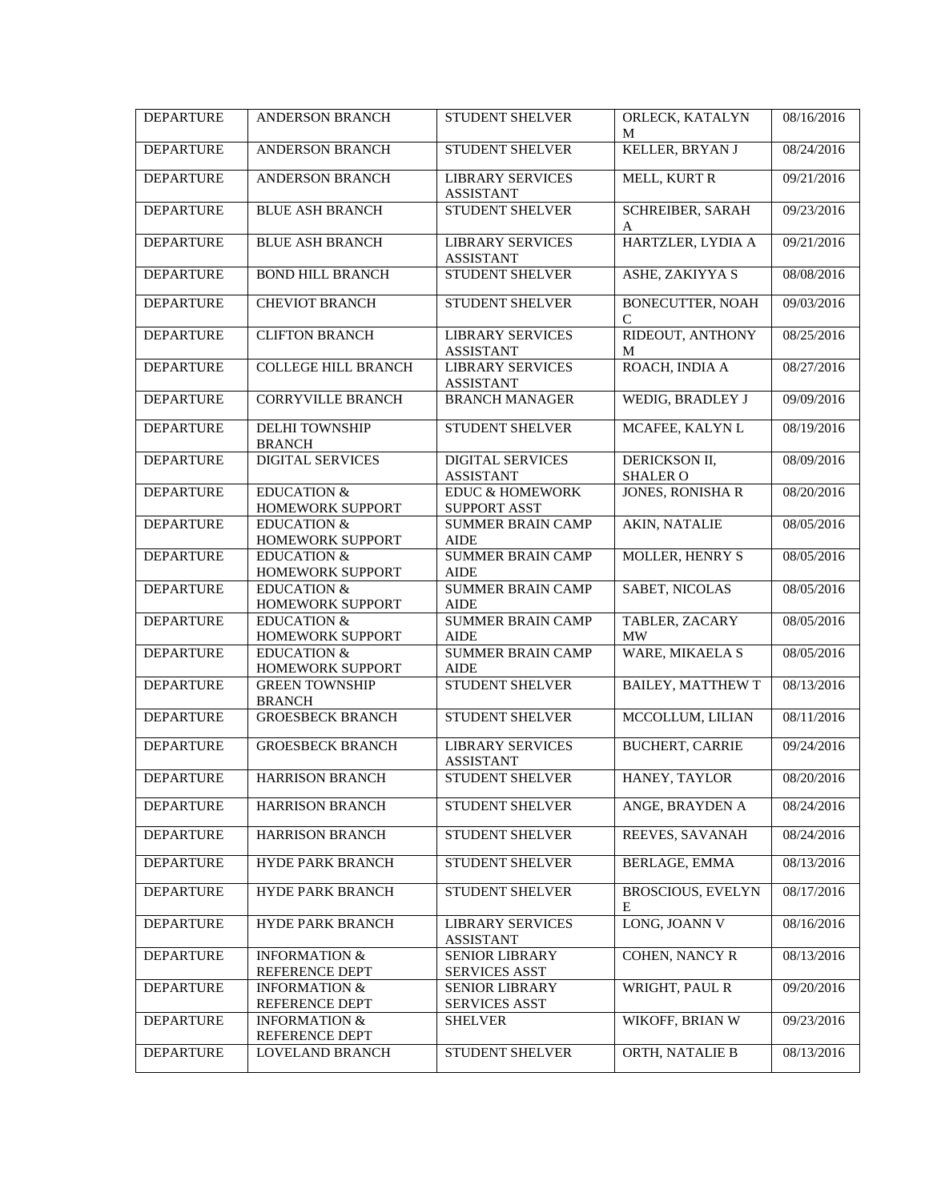| DEPARTURE | ANDERSON BRANCH | STUDENT SHELVER | ORLECK, KATALYN M | 08/16/2016 |
|---|---|---|---|---|
| DEPARTURE | ANDERSON BRANCH | STUDENT SHELVER | KELLER, BRYAN J | 08/24/2016 |
| DEPARTURE | ANDERSON BRANCH | LIBRARY SERVICES ASSISTANT | MELL, KURT R | 09/21/2016 |
| DEPARTURE | BLUE ASH BRANCH | STUDENT SHELVER | SCHREIBER, SARAH A | 09/23/2016 |
| DEPARTURE | BLUE ASH BRANCH | LIBRARY SERVICES ASSISTANT | HARTZLER, LYDIA A | 09/21/2016 |
| DEPARTURE | BOND HILL BRANCH | STUDENT SHELVER | ASHE, ZAKIYYA S | 08/08/2016 |
| DEPARTURE | CHEVIOT BRANCH | STUDENT SHELVER | BONECUTTER, NOAH C | 09/03/2016 |
| DEPARTURE | CLIFTON BRANCH | LIBRARY SERVICES ASSISTANT | RIDEOUT, ANTHONY M | 08/25/2016 |
| DEPARTURE | COLLEGE HILL BRANCH | LIBRARY SERVICES ASSISTANT | ROACH, INDIA A | 08/27/2016 |
| DEPARTURE | CORRYVILLE BRANCH | BRANCH MANAGER | WEDIG, BRADLEY J | 09/09/2016 |
| DEPARTURE | DELHI TOWNSHIP BRANCH | STUDENT SHELVER | MCAFEE, KALYN L | 08/19/2016 |
| DEPARTURE | DIGITAL SERVICES | DIGITAL SERVICES ASSISTANT | DERICKSON II, SHALER O | 08/09/2016 |
| DEPARTURE | EDUCATION & HOMEWORK SUPPORT | EDUC & HOMEWORK SUPPORT ASST | JONES, RONISHA R | 08/20/2016 |
| DEPARTURE | EDUCATION & HOMEWORK SUPPORT | SUMMER BRAIN CAMP AIDE | AKIN, NATALIE | 08/05/2016 |
| DEPARTURE | EDUCATION & HOMEWORK SUPPORT | SUMMER BRAIN CAMP AIDE | MOLLER, HENRY S | 08/05/2016 |
| DEPARTURE | EDUCATION & HOMEWORK SUPPORT | SUMMER BRAIN CAMP AIDE | SABET, NICOLAS | 08/05/2016 |
| DEPARTURE | EDUCATION & HOMEWORK SUPPORT | SUMMER BRAIN CAMP AIDE | TABLER, ZACARY MW | 08/05/2016 |
| DEPARTURE | EDUCATION & HOMEWORK SUPPORT | SUMMER BRAIN CAMP AIDE | WARE, MIKAELA S | 08/05/2016 |
| DEPARTURE | GREEN TOWNSHIP BRANCH | STUDENT SHELVER | BAILEY, MATTHEW T | 08/13/2016 |
| DEPARTURE | GROESBECK BRANCH | STUDENT SHELVER | MCCOLLUM, LILIAN | 08/11/2016 |
| DEPARTURE | GROESBECK BRANCH | LIBRARY SERVICES ASSISTANT | BUCHERT, CARRIE | 09/24/2016 |
| DEPARTURE | HARRISON BRANCH | STUDENT SHELVER | HANEY, TAYLOR | 08/20/2016 |
| DEPARTURE | HARRISON BRANCH | STUDENT SHELVER | ANGE, BRAYDEN A | 08/24/2016 |
| DEPARTURE | HARRISON BRANCH | STUDENT SHELVER | REEVES, SAVANAH | 08/24/2016 |
| DEPARTURE | HYDE PARK BRANCH | STUDENT SHELVER | BERLAGE, EMMA | 08/13/2016 |
| DEPARTURE | HYDE PARK BRANCH | STUDENT SHELVER | BROSCIOUS, EVELYN E | 08/17/2016 |
| DEPARTURE | HYDE PARK BRANCH | LIBRARY SERVICES ASSISTANT | LONG, JOANN V | 08/16/2016 |
| DEPARTURE | INFORMATION & REFERENCE DEPT | SENIOR LIBRARY SERVICES ASST | COHEN, NANCY R | 08/13/2016 |
| DEPARTURE | INFORMATION & REFERENCE DEPT | SENIOR LIBRARY SERVICES ASST | WRIGHT, PAUL R | 09/20/2016 |
| DEPARTURE | INFORMATION & REFERENCE DEPT | SHELVER | WIKOFF, BRIAN W | 09/23/2016 |
| DEPARTURE | LOVELAND BRANCH | STUDENT SHELVER | ORTH, NATALIE B | 08/13/2016 |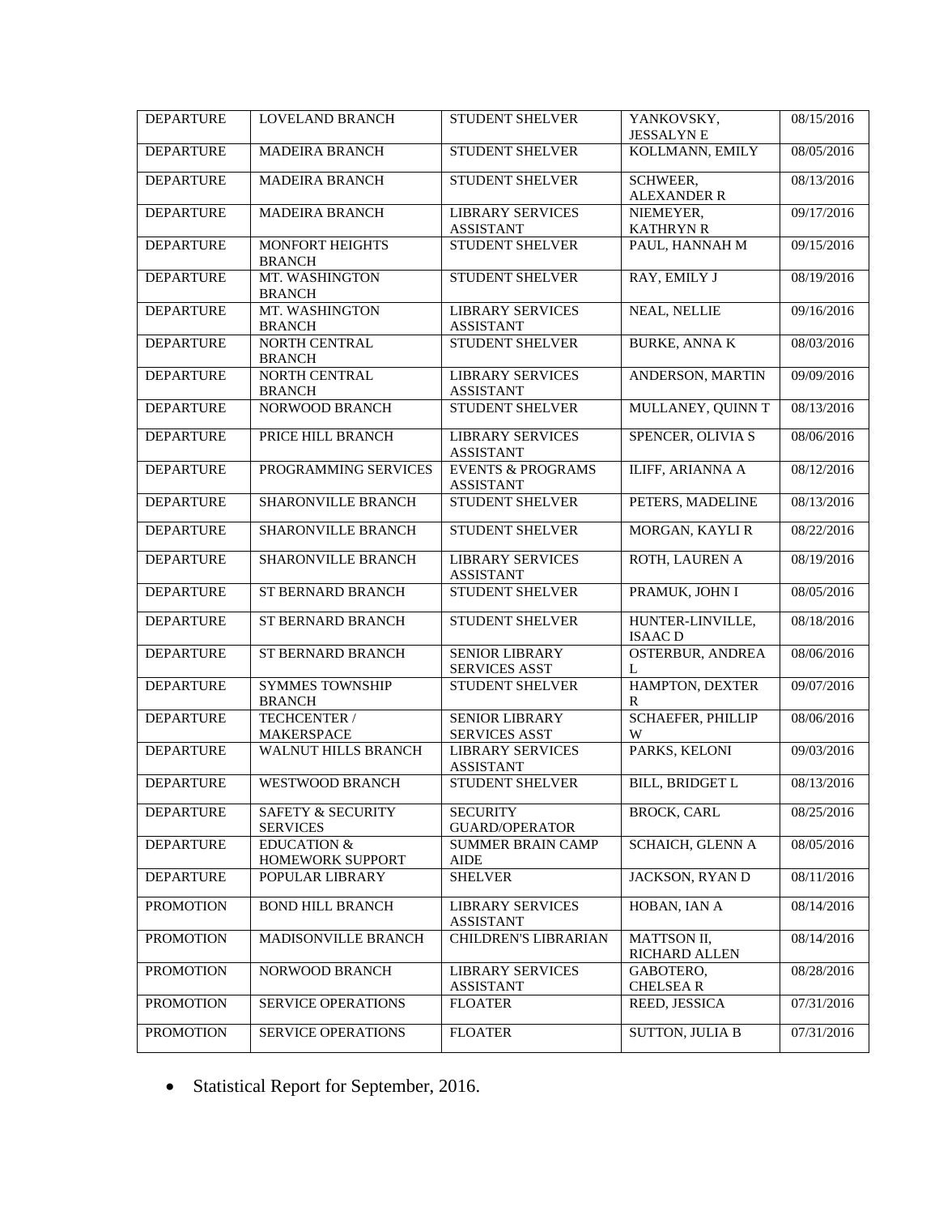| DEPARTURE | LOVELAND BRANCH | STUDENT SHELVER | YANKOVSKY, JESSALYN E | 08/15/2016 |
|---|---|---|---|---|
| DEPARTURE | MADEIRA BRANCH | STUDENT SHELVER | KOLLMANN, EMILY | 08/05/2016 |
| DEPARTURE | MADEIRA BRANCH | STUDENT SHELVER | SCHWEER, ALEXANDER R | 08/13/2016 |
| DEPARTURE | MADEIRA BRANCH | LIBRARY SERVICES ASSISTANT | NIEMEYER, KATHRYN R | 09/17/2016 |
| DEPARTURE | MONFORT HEIGHTS BRANCH | STUDENT SHELVER | PAUL, HANNAH M | 09/15/2016 |
| DEPARTURE | MT. WASHINGTON BRANCH | STUDENT SHELVER | RAY, EMILY J | 08/19/2016 |
| DEPARTURE | MT. WASHINGTON BRANCH | LIBRARY SERVICES ASSISTANT | NEAL, NELLIE | 09/16/2016 |
| DEPARTURE | NORTH CENTRAL BRANCH | STUDENT SHELVER | BURKE, ANNA K | 08/03/2016 |
| DEPARTURE | NORTH CENTRAL BRANCH | LIBRARY SERVICES ASSISTANT | ANDERSON, MARTIN | 09/09/2016 |
| DEPARTURE | NORWOOD BRANCH | STUDENT SHELVER | MULLANEY, QUINN T | 08/13/2016 |
| DEPARTURE | PRICE HILL BRANCH | LIBRARY SERVICES ASSISTANT | SPENCER, OLIVIA S | 08/06/2016 |
| DEPARTURE | PROGRAMMING SERVICES | EVENTS & PROGRAMS ASSISTANT | ILIFF, ARIANNA A | 08/12/2016 |
| DEPARTURE | SHARONVILLE BRANCH | STUDENT SHELVER | PETERS, MADELINE | 08/13/2016 |
| DEPARTURE | SHARONVILLE BRANCH | STUDENT SHELVER | MORGAN, KAYLI R | 08/22/2016 |
| DEPARTURE | SHARONVILLE BRANCH | LIBRARY SERVICES ASSISTANT | ROTH, LAUREN A | 08/19/2016 |
| DEPARTURE | ST BERNARD BRANCH | STUDENT SHELVER | PRAMUK, JOHN I | 08/05/2016 |
| DEPARTURE | ST BERNARD BRANCH | STUDENT SHELVER | HUNTER-LINVILLE, ISAAC D | 08/18/2016 |
| DEPARTURE | ST BERNARD BRANCH | SENIOR LIBRARY SERVICES ASST | OSTERBUR, ANDREA L | 08/06/2016 |
| DEPARTURE | SYMMES TOWNSHIP BRANCH | STUDENT SHELVER | HAMPTON, DEXTER R | 09/07/2016 |
| DEPARTURE | TECHCENTER / MAKERSPACE | SENIOR LIBRARY SERVICES ASST | SCHAEFER, PHILLIP W | 08/06/2016 |
| DEPARTURE | WALNUT HILLS BRANCH | LIBRARY SERVICES ASSISTANT | PARKS, KELONI | 09/03/2016 |
| DEPARTURE | WESTWOOD BRANCH | STUDENT SHELVER | BILL, BRIDGET L | 08/13/2016 |
| DEPARTURE | SAFETY & SECURITY SERVICES | SECURITY GUARD/OPERATOR | BROCK, CARL | 08/25/2016 |
| DEPARTURE | EDUCATION & HOMEWORK SUPPORT | SUMMER BRAIN CAMP AIDE | SCHAICH, GLENN A | 08/05/2016 |
| DEPARTURE | POPULAR LIBRARY | SHELVER | JACKSON, RYAN D | 08/11/2016 |
| PROMOTION | BOND HILL BRANCH | LIBRARY SERVICES ASSISTANT | HOBAN, IAN A | 08/14/2016 |
| PROMOTION | MADISONVILLE BRANCH | CHILDREN'S LIBRARIAN | MATTSON II, RICHARD ALLEN | 08/14/2016 |
| PROMOTION | NORWOOD BRANCH | LIBRARY SERVICES ASSISTANT | GABOTERO, CHELSEA R | 08/28/2016 |
| PROMOTION | SERVICE OPERATIONS | FLOATER | REED, JESSICA | 07/31/2016 |
| PROMOTION | SERVICE OPERATIONS | FLOATER | SUTTON, JULIA B | 07/31/2016 |

- Statistical Report for September, 2016.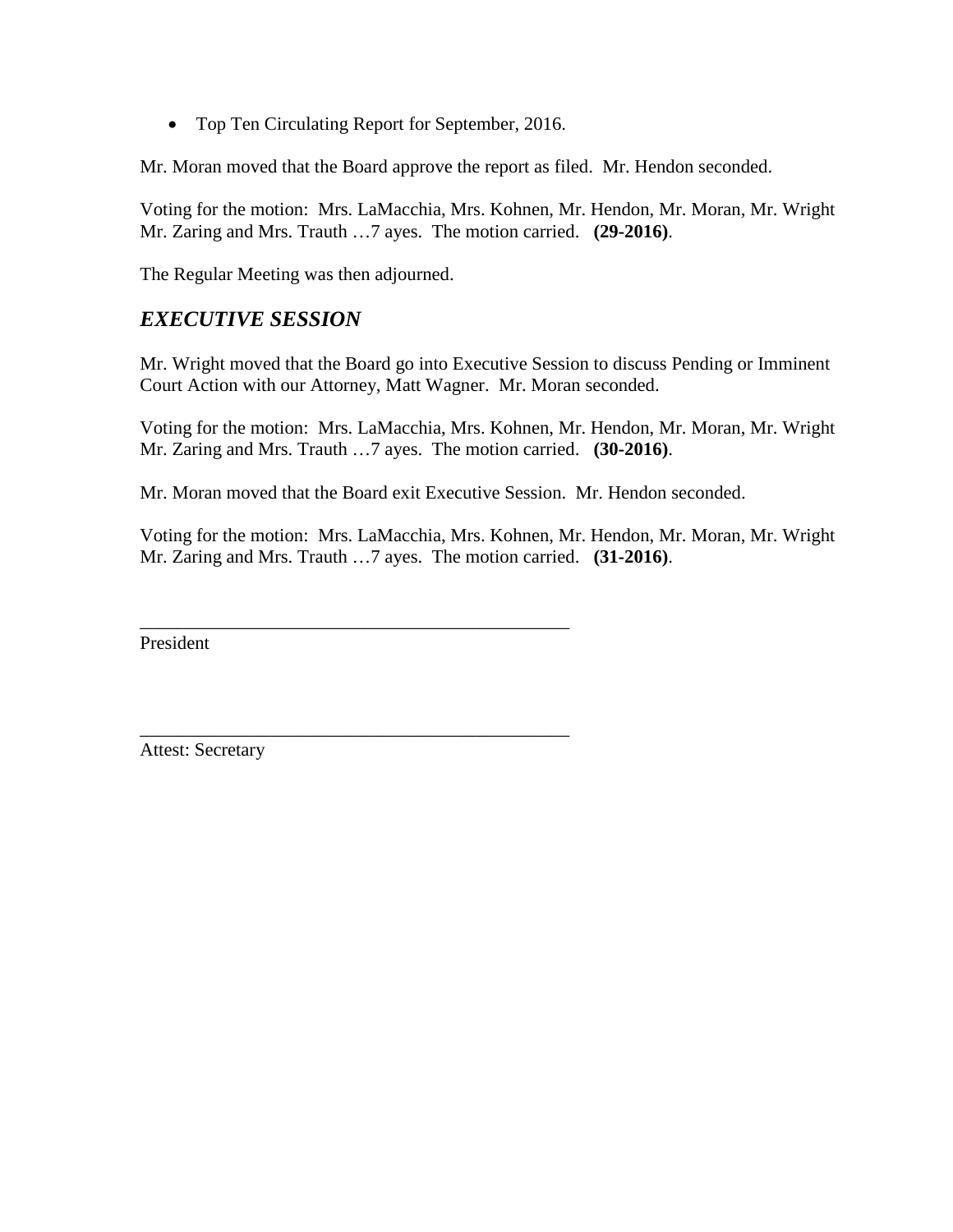- Top Ten Circulating Report for September, 2016.

Mr. Moran moved that the Board approve the report as filed. Mr. Hendon seconded.

Voting for the motion: Mrs. LaMacchia, Mrs. Kohnen, Mr. Hendon, Mr. Moran, Mr. Wright Mr. Zaring and Mrs. Trauth …7 ayes. The motion carried. **(29-2016)**.

The Regular Meeting was then adjourned.

## *EXECUTIVE SESSION*

Mr. Wright moved that the Board go into Executive Session to discuss Pending or Imminent Court Action with our Attorney, Matt Wagner. Mr. Moran seconded.

Voting for the motion: Mrs. LaMacchia, Mrs. Kohnen, Mr. Hendon, Mr. Moran, Mr. Wright Mr. Zaring and Mrs. Trauth …7 ayes. The motion carried. **(30-2016)**.

Mr. Moran moved that the Board exit Executive Session. Mr. Hendon seconded.

Voting for the motion: Mrs. LaMacchia, Mrs. Kohnen, Mr. Hendon, Mr. Moran, Mr. Wright Mr. Zaring and Mrs. Trauth …7 ayes. The motion carried. **(31-2016)**.

_______________________________________________
President

_______________________________________________
Attest: Secretary